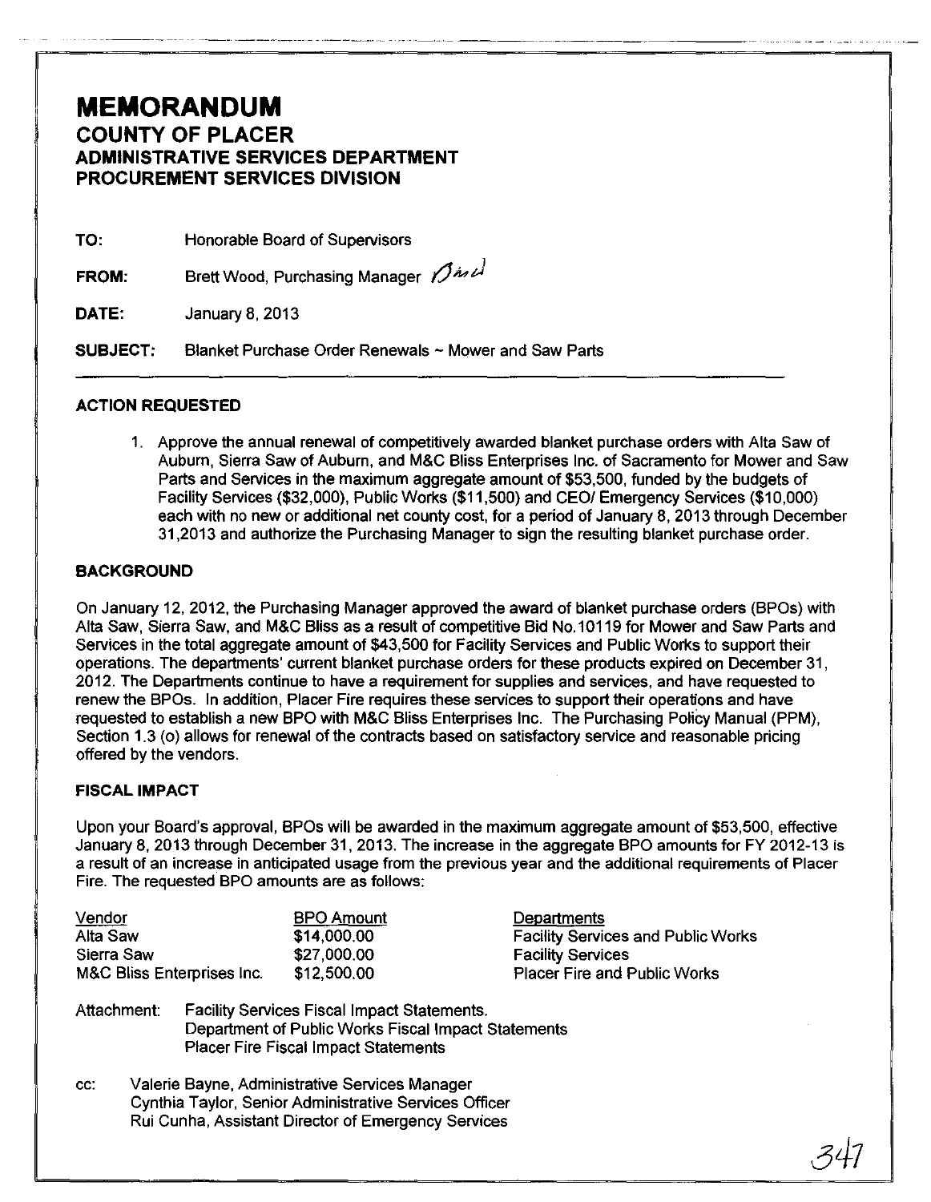# MEMORANDUM
## COUNTY OF PLACER
## ADMINISTRATIVE SERVICES DEPARTMENT
## PROCUREMENT SERVICES DIVISION

**TO:** Honorable Board of Supervisors

**FROM:** Brett Wood, Purchasing Manager

**DATE:** January 8, 2013

**SUBJECT:** Blanket Purchase Order Renewals ~ Mower and Saw Parts

---

### ACTION REQUESTED

1. Approve the annual renewal of competitively awarded blanket purchase orders with Alta Saw of Auburn, Sierra Saw of Auburn, and M&C Bliss Enterprises Inc. of Sacramento for Mower and Saw Parts and Services in the maximum aggregate amount of $53,500, funded by the budgets of Facility Services ($32,000), Public Works ($11,500) and CEO/ Emergency Services ($10,000) each with no new or additional net county cost, for a period of January 8, 2013 through December 31,2013 and authorize the Purchasing Manager to sign the resulting blanket purchase order.

### BACKGROUND

On January 12, 2012, the Purchasing Manager approved the award of blanket purchase orders (BPOs) with Alta Saw, Sierra Saw, and M&C Bliss as a result of competitive Bid No.10119 for Mower and Saw Parts and Services in the total aggregate amount of $43,500 for Facility Services and Public Works to support their operations. The departments' current blanket purchase orders for these products expired on December 31, 2012. The Departments continue to have a requirement for supplies and services, and have requested to renew the BPOs. In addition, Placer Fire requires these services to support their operations and have requested to establish a new BPO with M&C Bliss Enterprises Inc. The Purchasing Policy Manual (PPM), Section 1.3 (o) allows for renewal of the contracts based on satisfactory service and reasonable pricing offered by the vendors.

### FISCAL IMPACT

Upon your Board's approval, BPOs will be awarded in the maximum aggregate amount of $53,500, effective January 8, 2013 through December 31, 2013. The increase in the aggregate BPO amounts for FY 2012-13 is a result of an increase in anticipated usage from the previous year and the additional requirements of Placer Fire. The requested BPO amounts are as follows:

| Vendor | BPO Amount | Departments |
|---|---|---|
| Alta Saw | $14,000.00 | Facility Services and Public Works |
| Sierra Saw | $27,000.00 | Facility Services |
| M&C Bliss Enterprises Inc. | $12,500.00 | Placer Fire and Public Works |

Attachment: Facility Services Fiscal Impact Statements.
Department of Public Works Fiscal Impact Statements
Placer Fire Fiscal Impact Statements

cc: Valerie Bayne, Administrative Services Manager
Cynthia Taylor, Senior Administrative Services Officer
Rui Cunha, Assistant Director of Emergency Services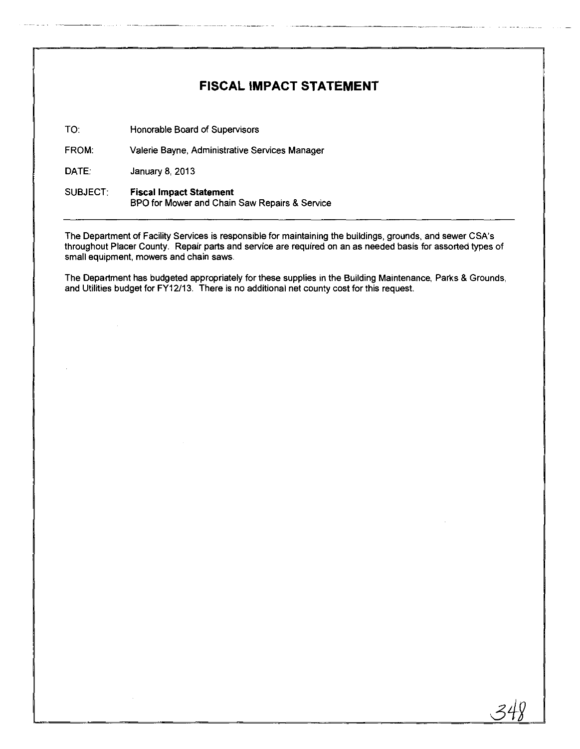# FISCAL IMPACT STATEMENT

TO: Honorable Board of Supervisors

FROM: Valerie Bayne, Administrative Services Manager

DATE: January 8, 2013

SUBJECT: **Fiscal Impact Statement**
BPO for Mower and Chain Saw Repairs & Service

---

The Department of Facility Services is responsible for maintaining the buildings, grounds, and sewer CSA's throughout Placer County. Repair parts and service are required on an as needed basis for assorted types of small equipment, mowers and chain saws.

The Department has budgeted appropriately for these supplies in the Building Maintenance, Parks & Grounds, and Utilities budget for FY12/13. There is no additional net county cost for this request.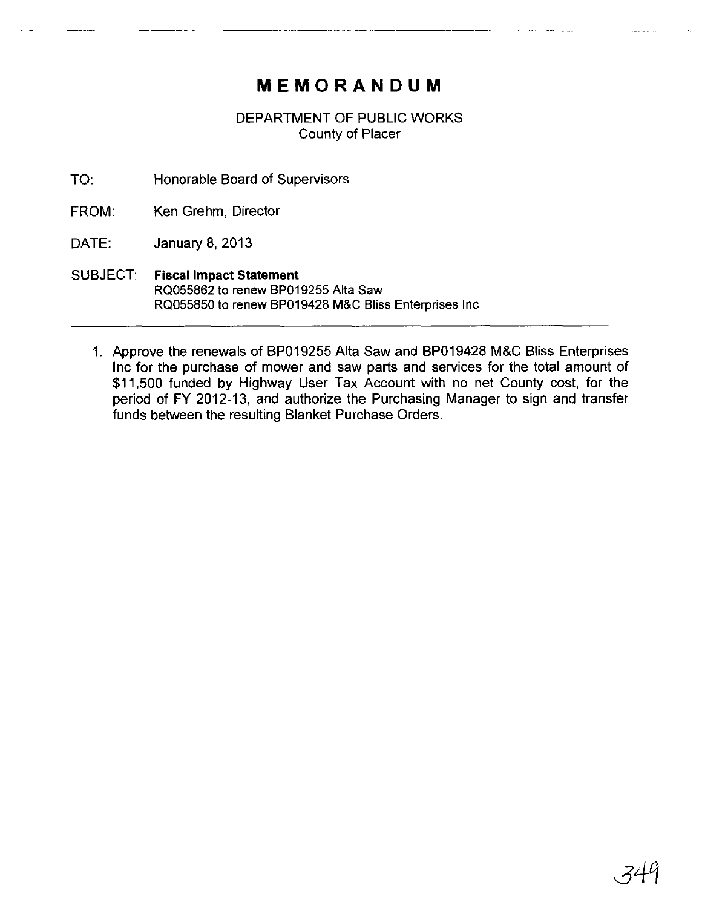# MEMORANDUM

DEPARTMENT OF PUBLIC WORKS
County of Placer

TO: Honorable Board of Supervisors

FROM: Ken Grehm, Director

DATE: January 8, 2013

SUBJECT: **Fiscal Impact Statement**
RQ055862 to renew BP019255 Alta Saw
RQ055850 to renew BP019428 M&C Bliss Enterprises Inc

---

1. Approve the renewals of BP019255 Alta Saw and BP019428 M&C Bliss Enterprises Inc for the purchase of mower and saw parts and services for the total amount of $11,500 funded by Highway User Tax Account with no net County cost, for the period of FY 2012-13, and authorize the Purchasing Manager to sign and transfer funds between the resulting Blanket Purchase Orders.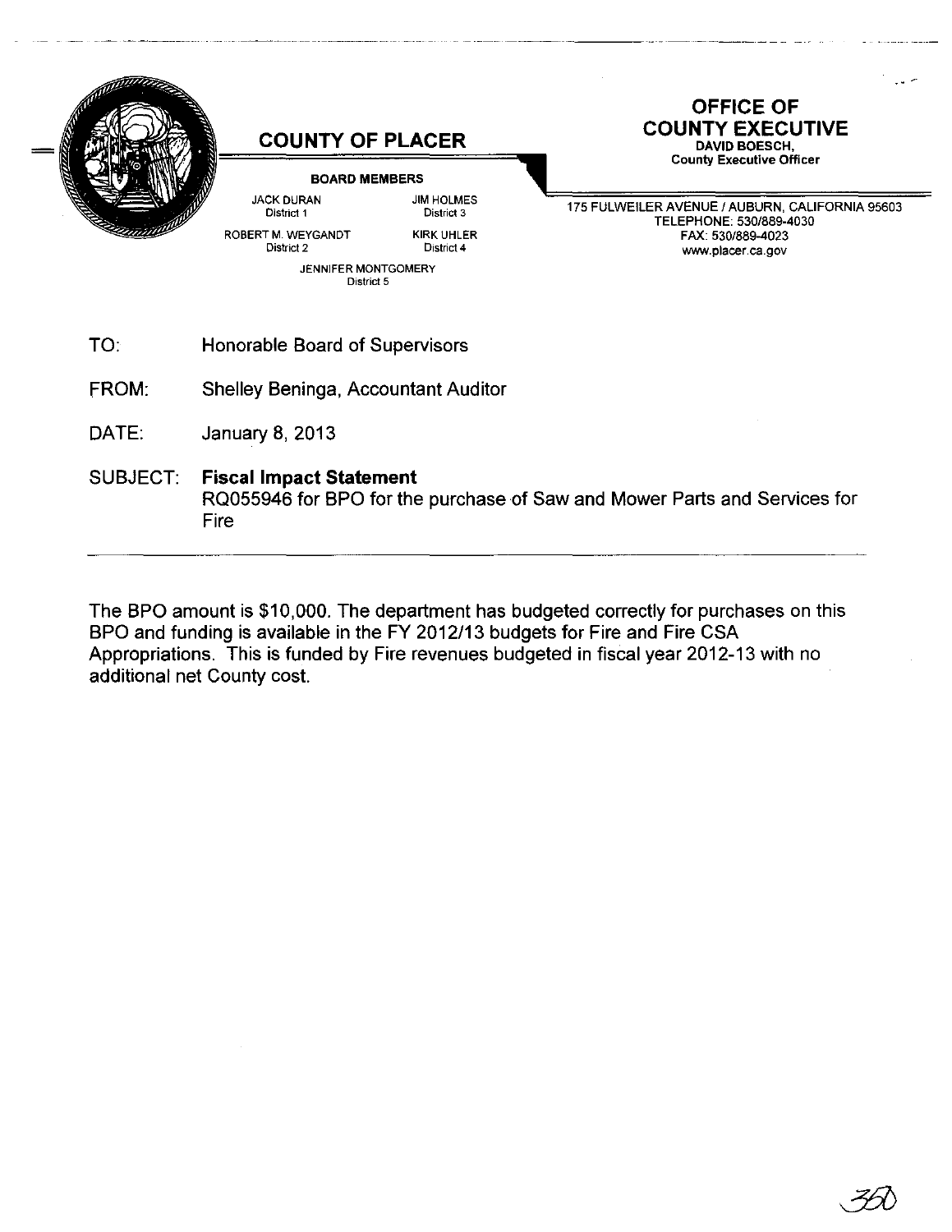# COUNTY OF PLACER

**BOARD MEMBERS**

JACK DURAN
District 1

JIM HOLMES
District 3

ROBERT M. WEYGANDT
District 2

KIRK UHLER
District 4

JENNIFER MONTGOMERY
District 5

## OFFICE OF COUNTY EXECUTIVE

**DAVID BOESCH,**
**County Executive Officer**

175 FULWEILER AVENUE / AUBURN, CALIFORNIA 95603
TELEPHONE: 530/889-4030
FAX: 530/889-4023
www.placer.ca.gov

TO: Honorable Board of Supervisors

FROM: Shelley Beninga, Accountant Auditor

DATE: January 8, 2013

SUBJECT: **Fiscal Impact Statement**
RQ055946 for BPO for the purchase of Saw and Mower Parts and Services for Fire

---

The BPO amount is $10,000. The department has budgeted correctly for purchases on this BPO and funding is available in the FY 2012/13 budgets for Fire and Fire CSA Appropriations. This is funded by Fire revenues budgeted in fiscal year 2012-13 with no additional net County cost.